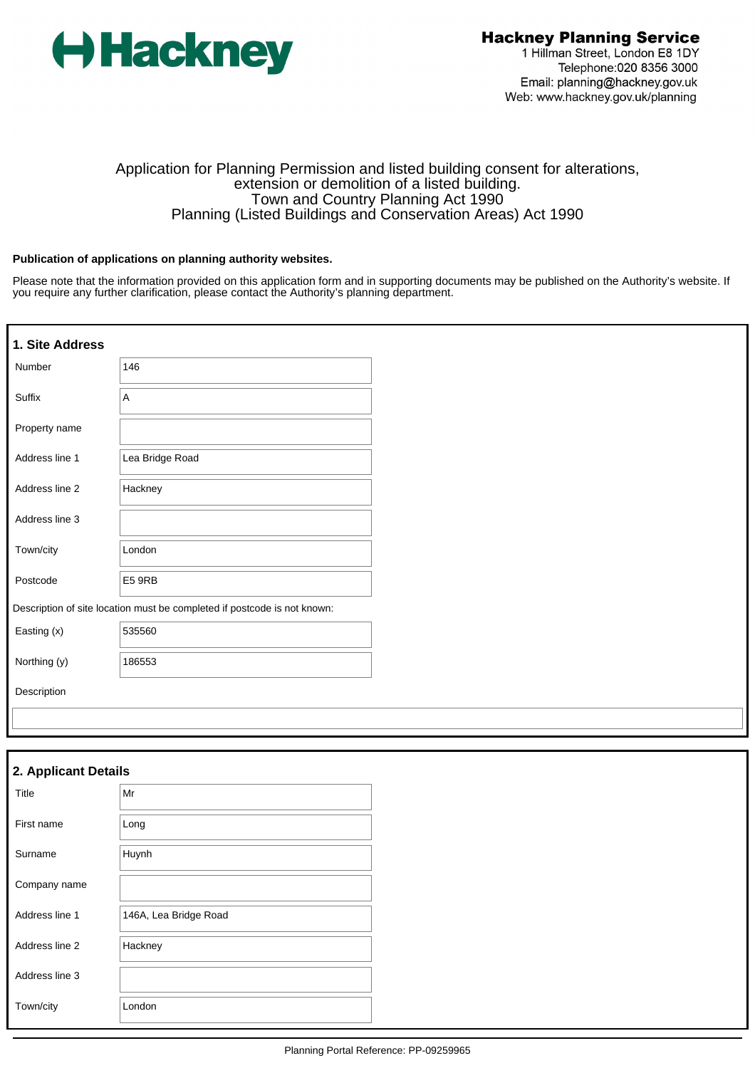**Hackney**

**Hackney Planning Service**
1 Hillman Street, London E8 1DY
Telephone:020 8356 3000
Email: planning@hackney.gov.uk
Web: www.hackney.gov.uk/planning

Application for Planning Permission and listed building consent for alterations, extension or demolition of a listed building.
Town and Country Planning Act 1990
Planning (Listed Buildings and Conservation Areas) Act 1990

**Publication of applications on planning authority websites.**

Please note that the information provided on this application form and in supporting documents may be published on the Authority's website. If you require any further clarification, please contact the Authority's planning department.

## 1. Site Address

| | |
|---|---|
| Number | 146 |
| Suffix | A |
| Property name | |
| Address line 1 | Lea Bridge Road |
| Address line 2 | Hackney |
| Address line 3 | |
| Town/city | London |
| Postcode | E5 9RB |

Description of site location must be completed if postcode is not known:

| | |
|---|---|
| Easting (x) | 535560 |
| Northing (y) | 186553 |
| Description | |

## 2. Applicant Details

| | |
|---|---|
| Title | Mr |
| First name | Long |
| Surname | Huynh |
| Company name | |
| Address line 1 | 146A, Lea Bridge Road |
| Address line 2 | Hackney |
| Address line 3 | |
| Town/city | London |

Planning Portal Reference: PP-09259965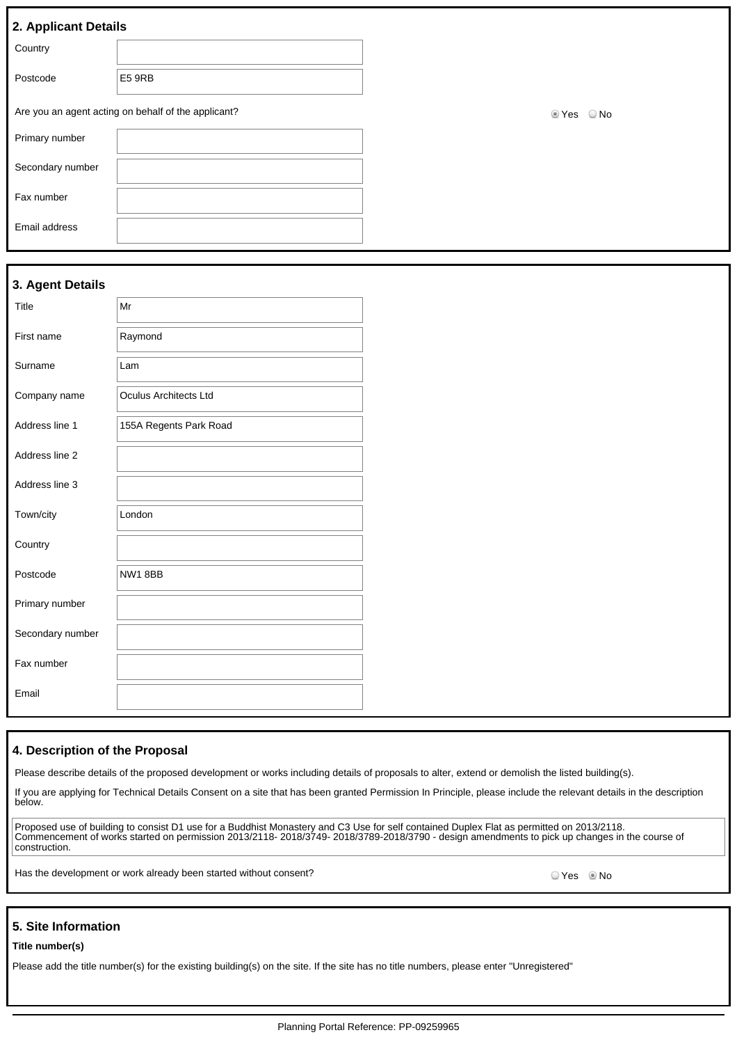## 2. Applicant Details

| | |
|---|---|
| Country | |
| Postcode | E5 9RB |

Are you an agent acting on behalf of the applicant? ◉ Yes ○ No

| | |
|---|---|
| Primary number | |
| Secondary number | |
| Fax number | |
| Email address | |

## 3. Agent Details

| | |
|---|---|
| Title | Mr |
| First name | Raymond |
| Surname | Lam |
| Company name | Oculus Architects Ltd |
| Address line 1 | 155A Regents Park Road |
| Address line 2 | |
| Address line 3 | |
| Town/city | London |
| Country | |
| Postcode | NW1 8BB |
| Primary number | |
| Secondary number | |
| Fax number | |
| Email | |

## 4. Description of the Proposal

Please describe details of the proposed development or works including details of proposals to alter, extend or demolish the listed building(s).

If you are applying for Technical Details Consent on a site that has been granted Permission In Principle, please include the relevant details in the description below.

Proposed use of building to consist D1 use for a Buddhist Monastery and C3 Use for self contained Duplex Flat as permitted on 2013/2118. Commencement of works started on permission 2013/2118- 2018/3749- 2018/3789-2018/3790 - design amendments to pick up changes in the course of construction.

Has the development or work already been started without consent? ○ Yes ◉ No

## 5. Site Information

**Title number(s)**

Please add the title number(s) for the existing building(s) on the site. If the site has no title numbers, please enter "Unregistered"

Planning Portal Reference: PP-09259965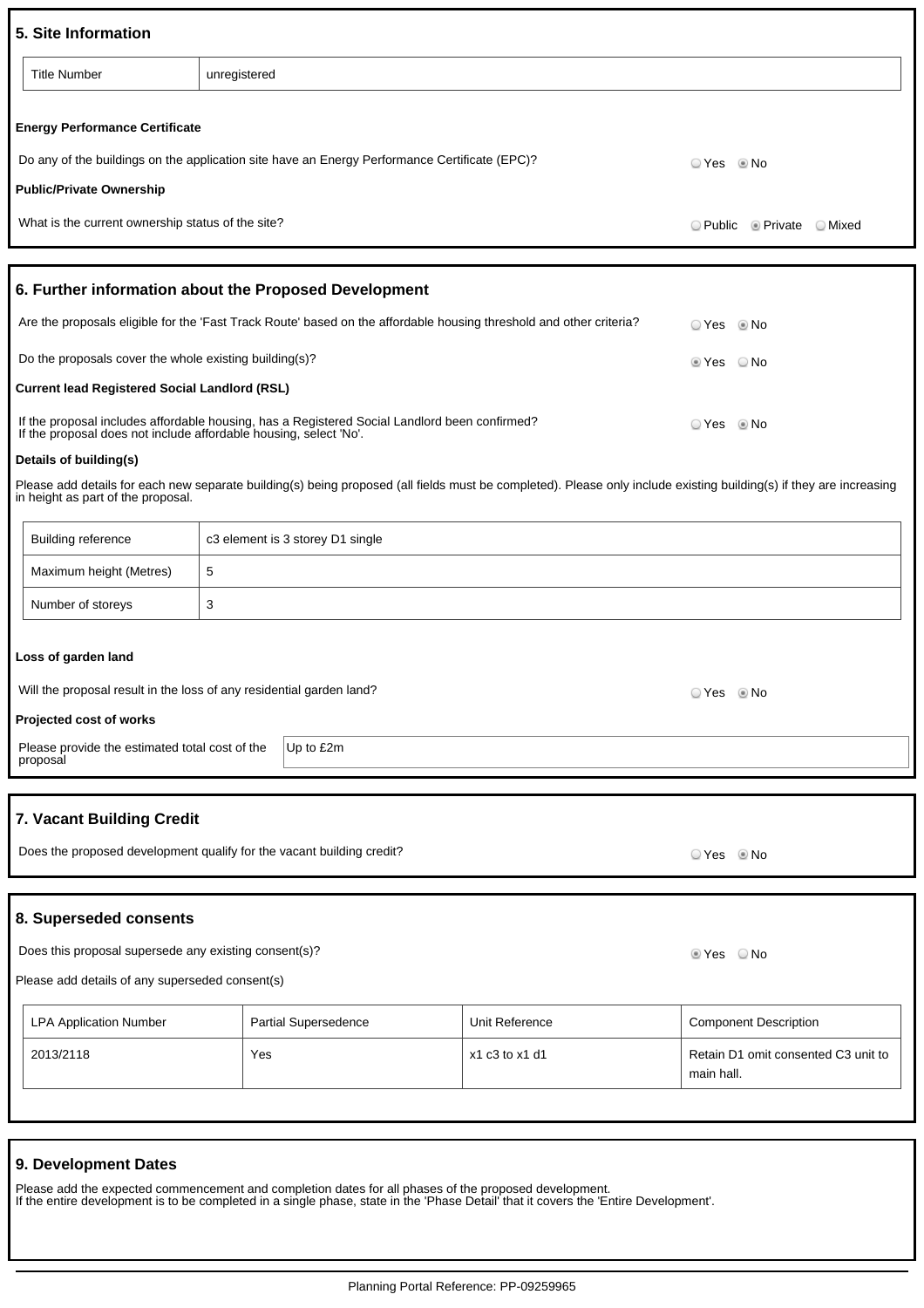## 5. Site Information

| Title Number | unregistered |
|---|---|

**Energy Performance Certificate**

Do any of the buildings on the application site have an Energy Performance Certificate (EPC)? ○ Yes ◉ No

**Public/Private Ownership**

What is the current ownership status of the site? ○ Public ◉ Private ○ Mixed

## 6. Further information about the Proposed Development

Are the proposals eligible for the 'Fast Track Route' based on the affordable housing threshold and other criteria? ○ Yes ◉ No

Do the proposals cover the whole existing building(s)? ◉ Yes ○ No

**Current lead Registered Social Landlord (RSL)**

If the proposal includes affordable housing, has a Registered Social Landlord been confirmed?
If the proposal does not include affordable housing, select 'No'. ○ Yes ◉ No

**Details of building(s)**

Please add details for each new separate building(s) being proposed (all fields must be completed). Please only include existing building(s) if they are increasing in height as part of the proposal.

| Building reference | c3 element is 3 storey D1 single |
|---|---|
| Maximum height (Metres) | 5 |
| Number of storeys | 3 |

**Loss of garden land**

Will the proposal result in the loss of any residential garden land? ○ Yes ◉ No

**Projected cost of works**

| Please provide the estimated total cost of the proposal | Up to £2m |
|---|---|

## 7. Vacant Building Credit

Does the proposed development qualify for the vacant building credit? ○ Yes ◉ No

## 8. Superseded consents

Does this proposal supersede any existing consent(s)? ◉ Yes ○ No

Please add details of any superseded consent(s)

| LPA Application Number | Partial Supersedence | Unit Reference | Component Description |
|---|---|---|---|
| 2013/2118 | Yes | x1 c3 to x1 d1 | Retain D1 omit consented C3 unit to main hall. |

## 9. Development Dates

Please add the expected commencement and completion dates for all phases of the proposed development.
If the entire development is to be completed in a single phase, state in the 'Phase Detail' that it covers the 'Entire Development'.

Planning Portal Reference: PP-09259965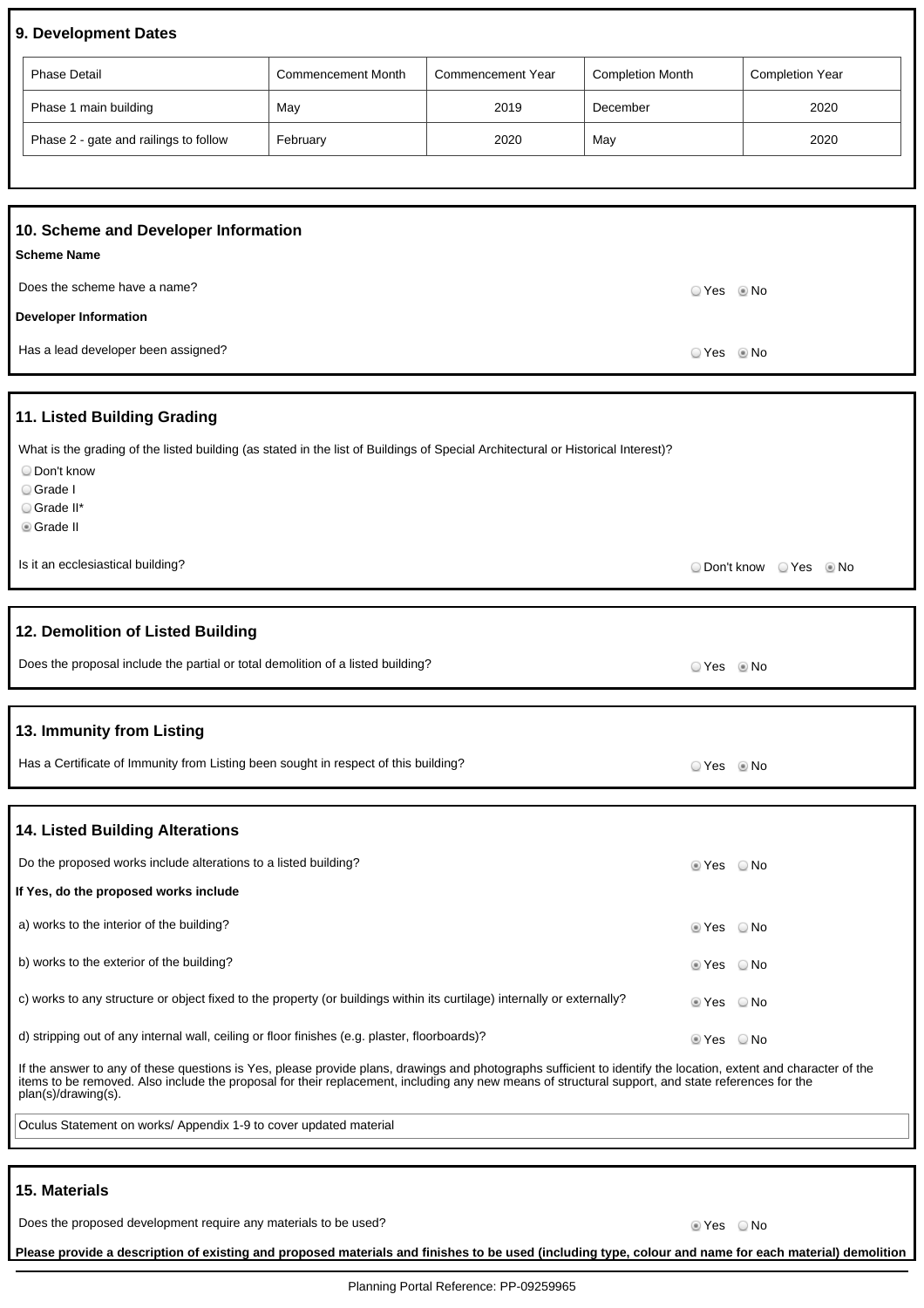## 9. Development Dates

| Phase Detail | Commencement Month | Commencement Year | Completion Month | Completion Year |
|---|---|---|---|---|
| Phase 1 main building | May | 2019 | December | 2020 |
| Phase 2 - gate and railings to follow | February | 2020 | May | 2020 |

## 10. Scheme and Developer Information

**Scheme Name**

Does the scheme have a name?

○ Yes ◉ No

**Developer Information**

Has a lead developer been assigned?

○ Yes ◉ No

## 11. Listed Building Grading

What is the grading of the listed building (as stated in the list of Buildings of Special Architectural or Historical Interest)?

○ Don't know
○ Grade I
○ Grade II*
◉ Grade II

Is it an ecclesiastical building?

○ Don't know ○ Yes ◉ No

## 12. Demolition of Listed Building

Does the proposal include the partial or total demolition of a listed building?

○ Yes ◉ No

## 13. Immunity from Listing

Has a Certificate of Immunity from Listing been sought in respect of this building?

○ Yes ◉ No

## 14. Listed Building Alterations

Do the proposed works include alterations to a listed building?

◉ Yes ○ No

**If Yes, do the proposed works include**

a) works to the interior of the building?

◉ Yes ○ No

b) works to the exterior of the building?

◉ Yes ○ No

c) works to any structure or object fixed to the property (or buildings within its curtilage) internally or externally?

◉ Yes ○ No

d) stripping out of any internal wall, ceiling or floor finishes (e.g. plaster, floorboards)?

◉ Yes ○ No

If the answer to any of these questions is Yes, please provide plans, drawings and photographs sufficient to identify the location, extent and character of the items to be removed. Also include the proposal for their replacement, including any new means of structural support, and state references for the plan(s)/drawing(s).

Oculus Statement on works/ Appendix 1-9 to cover updated material

## 15. Materials

Does the proposed development require any materials to be used?

◉ Yes ○ No

**Please provide a description of existing and proposed materials and finishes to be used (including type, colour and name for each material) demolition**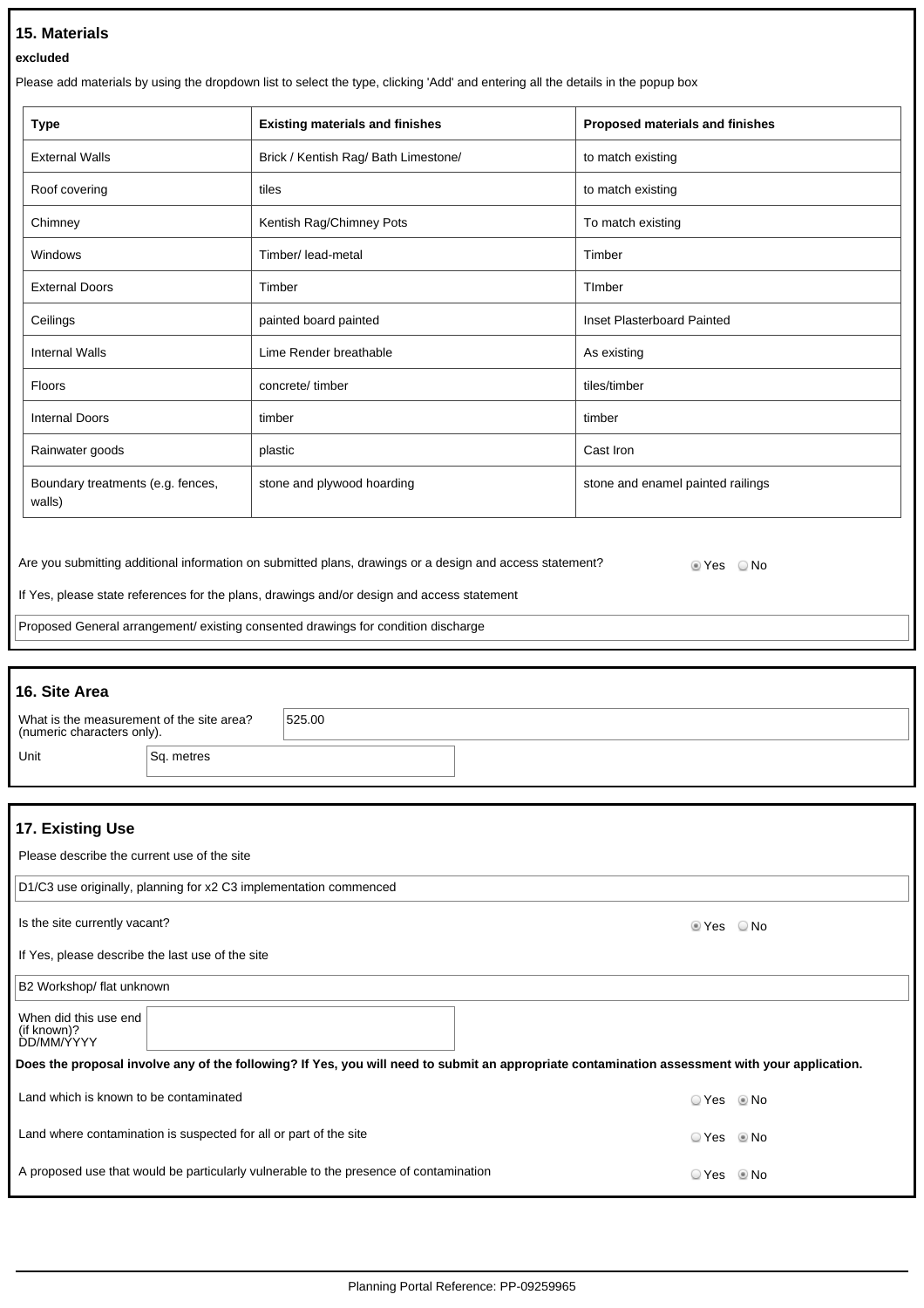## 15. Materials

**excluded**

Please add materials by using the dropdown list to select the type, clicking 'Add' and entering all the details in the popup box

| Type | Existing materials and finishes | Proposed materials and finishes |
|---|---|---|
| External Walls | Brick / Kentish Rag/ Bath Limestone/ | to match existing |
| Roof covering | tiles | to match existing |
| Chimney | Kentish Rag/Chimney Pots | To match existing |
| Windows | Timber/ lead-metal | Timber |
| External Doors | Timber | TImber |
| Ceilings | painted board painted | Inset Plasterboard Painted |
| Internal Walls | Lime Render breathable | As existing |
| Floors | concrete/ timber | tiles/timber |
| Internal Doors | timber | timber |
| Rainwater goods | plastic | Cast Iron |
| Boundary treatments (e.g. fences, walls) | stone and plywood hoarding | stone and enamel painted railings |

Are you submitting additional information on submitted plans, drawings or a design and access statement?

◉ Yes ○ No

If Yes, please state references for the plans, drawings and/or design and access statement

Proposed General arrangement/ existing consented drawings for condition discharge

## 16. Site Area

What is the measurement of the site area? (numeric characters only).

525.00

Unit: Sq. metres

## 17. Existing Use

Please describe the current use of the site

D1/C3 use originally, planning for x2 C3 implementation commenced

Is the site currently vacant?

◉ Yes ○ No

If Yes, please describe the last use of the site

B2 Workshop/ flat unknown

When did this use end (if known)? DD/MM/YYYY

**Does the proposal involve any of the following? If Yes, you will need to submit an appropriate contamination assessment with your application.**

Land which is known to be contaminated

○ Yes ◉ No

Land where contamination is suspected for all or part of the site

○ Yes ◉ No

A proposed use that would be particularly vulnerable to the presence of contamination

○ Yes ◉ No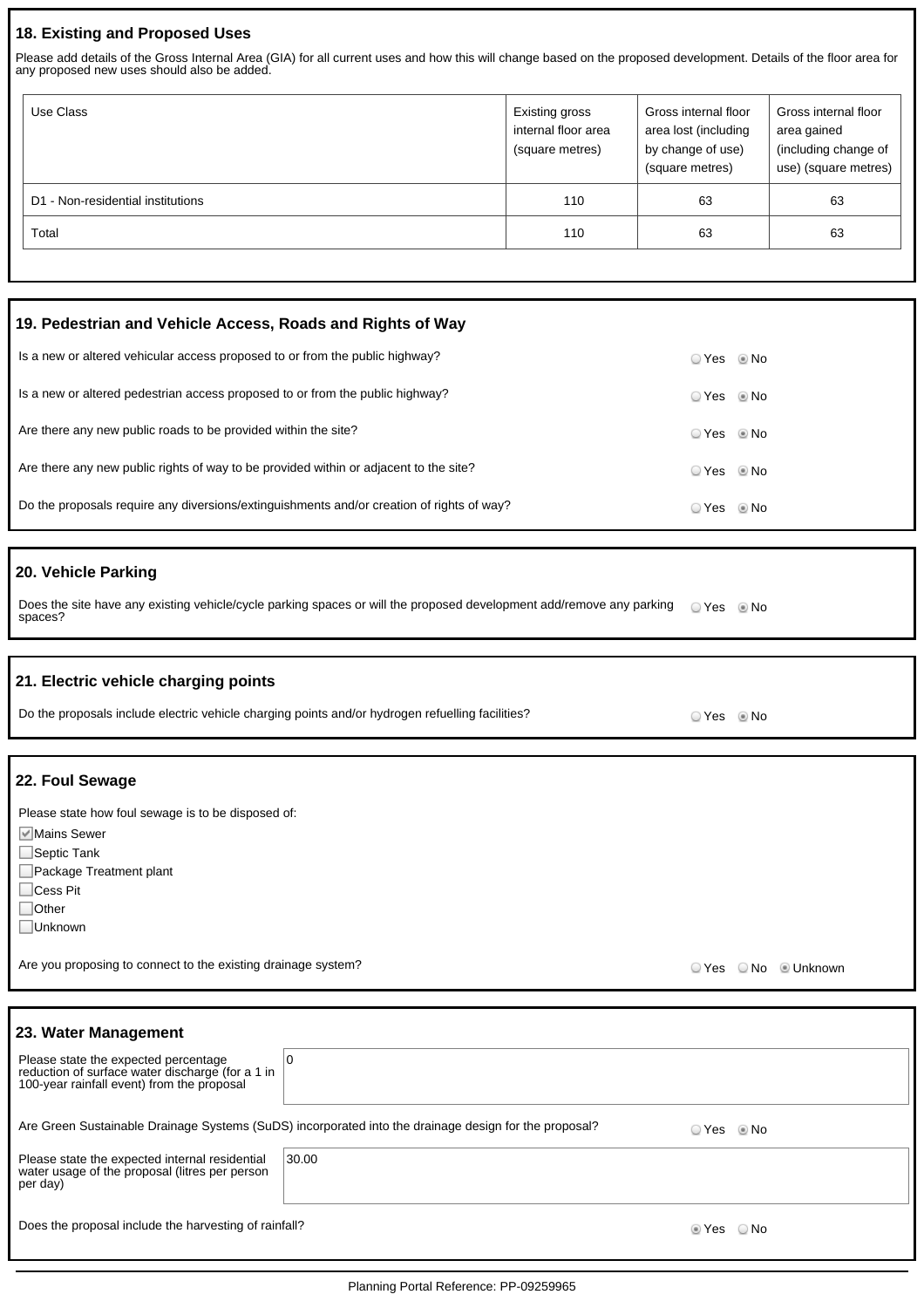## 18. Existing and Proposed Uses

Please add details of the Gross Internal Area (GIA) for all current uses and how this will change based on the proposed development. Details of the floor area for any proposed new uses should also be added.

| Use Class | Existing gross internal floor area (square metres) | Gross internal floor area lost (including by change of use) (square metres) | Gross internal floor area gained (including change of use) (square metres) |
|---|---|---|---|
| D1 - Non-residential institutions | 110 | 63 | 63 |
| Total | 110 | 63 | 63 |

## 19. Pedestrian and Vehicle Access, Roads and Rights of Way

Is a new or altered vehicular access proposed to or from the public highway? ○ Yes ◉ No

Is a new or altered pedestrian access proposed to or from the public highway? ○ Yes ◉ No

Are there any new public roads to be provided within the site? ○ Yes ◉ No

Are there any new public rights of way to be provided within or adjacent to the site? ○ Yes ◉ No

Do the proposals require any diversions/extinguishments and/or creation of rights of way? ○ Yes ◉ No

## 20. Vehicle Parking

Does the site have any existing vehicle/cycle parking spaces or will the proposed development add/remove any parking spaces? ○ Yes ◉ No

## 21. Electric vehicle charging points

Do the proposals include electric vehicle charging points and/or hydrogen refuelling facilities? ○ Yes ◉ No

## 22. Foul Sewage

Please state how foul sewage is to be disposed of:

- [x] Mains Sewer
- [ ] Septic Tank
- [ ] Package Treatment plant
- [ ] Cess Pit
- [ ] Other
- [ ] Unknown

Are you proposing to connect to the existing drainage system? ○ Yes ○ No ◉ Unknown

## 23. Water Management

Please state the expected percentage reduction of surface water discharge (for a 1 in 100-year rainfall event) from the proposal: 0

Are Green Sustainable Drainage Systems (SuDS) incorporated into the drainage design for the proposal? ○ Yes ◉ No

Please state the expected internal residential water usage of the proposal (litres per person per day): 30.00

Does the proposal include the harvesting of rainfall? ◉ Yes ○ No

Planning Portal Reference: PP-09259965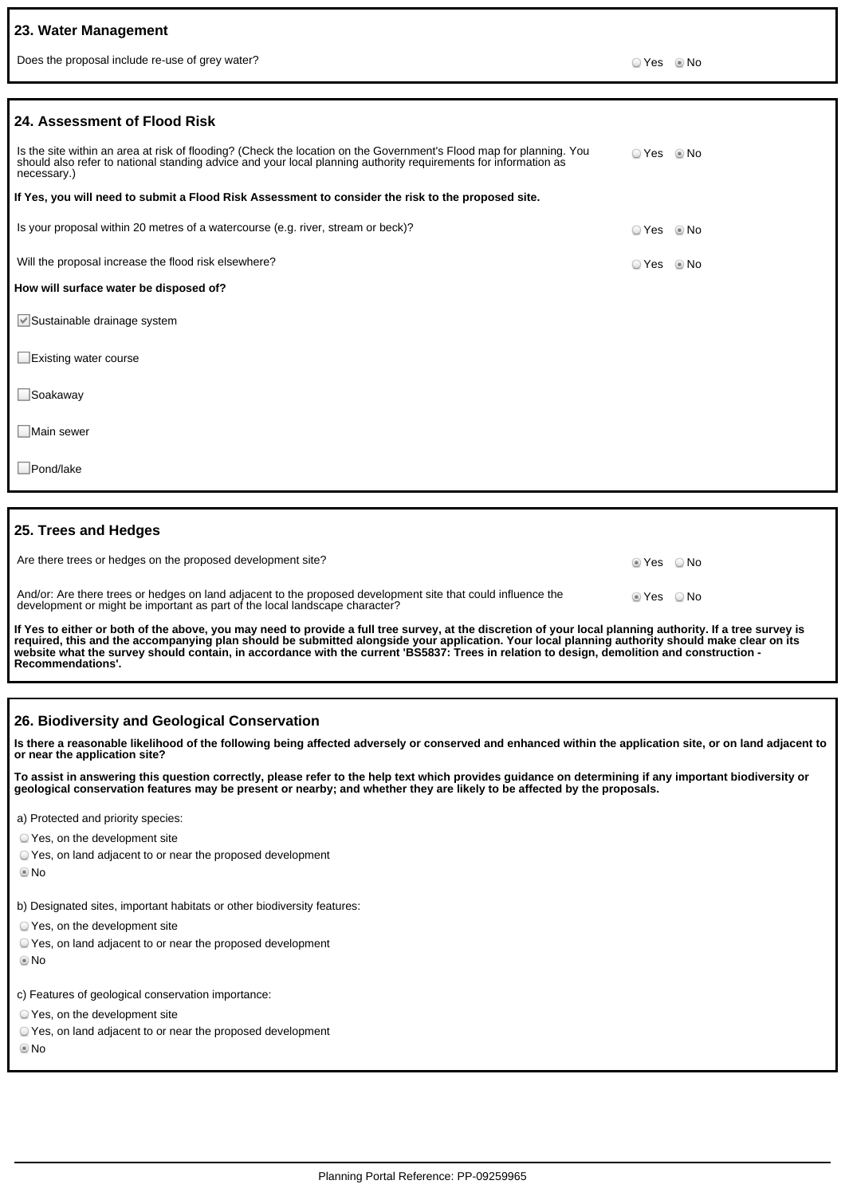## 23. Water Management

Does the proposal include re-use of grey water? ○ Yes ● No

## 24. Assessment of Flood Risk

Is the site within an area at risk of flooding? (Check the location on the Government's Flood map for planning. You should also refer to national standing advice and your local planning authority requirements for information as necessary.) ○ Yes ● No

**If Yes, you will need to submit a Flood Risk Assessment to consider the risk to the proposed site.**

Is your proposal within 20 metres of a watercourse (e.g. river, stream or beck)? ○ Yes ● No

Will the proposal increase the flood risk elsewhere? ○ Yes ● No

**How will surface water be disposed of?**

- [x] Sustainable drainage system
- [ ] Existing water course
- [ ] Soakaway
- [ ] Main sewer
- [ ] Pond/lake

## 25. Trees and Hedges

Are there trees or hedges on the proposed development site? ● Yes ○ No

And/or: Are there trees or hedges on land adjacent to the proposed development site that could influence the development or might be important as part of the local landscape character? ● Yes ○ No

**If Yes to either or both of the above, you may need to provide a full tree survey, at the discretion of your local planning authority. If a tree survey is required, this and the accompanying plan should be submitted alongside your application. Your local planning authority should make clear on its website what the survey should contain, in accordance with the current 'BS5837: Trees in relation to design, demolition and construction - Recommendations'.**

## 26. Biodiversity and Geological Conservation

**Is there a reasonable likelihood of the following being affected adversely or conserved and enhanced within the application site, or on land adjacent to or near the application site?**

**To assist in answering this question correctly, please refer to the help text which provides guidance on determining if any important biodiversity or geological conservation features may be present or nearby; and whether they are likely to be affected by the proposals.**

a) Protected and priority species:

○ Yes, on the development site
○ Yes, on land adjacent to or near the proposed development
● No

b) Designated sites, important habitats or other biodiversity features:

○ Yes, on the development site
○ Yes, on land adjacent to or near the proposed development
● No

c) Features of geological conservation importance:

○ Yes, on the development site
○ Yes, on land adjacent to or near the proposed development
● No

Planning Portal Reference: PP-09259965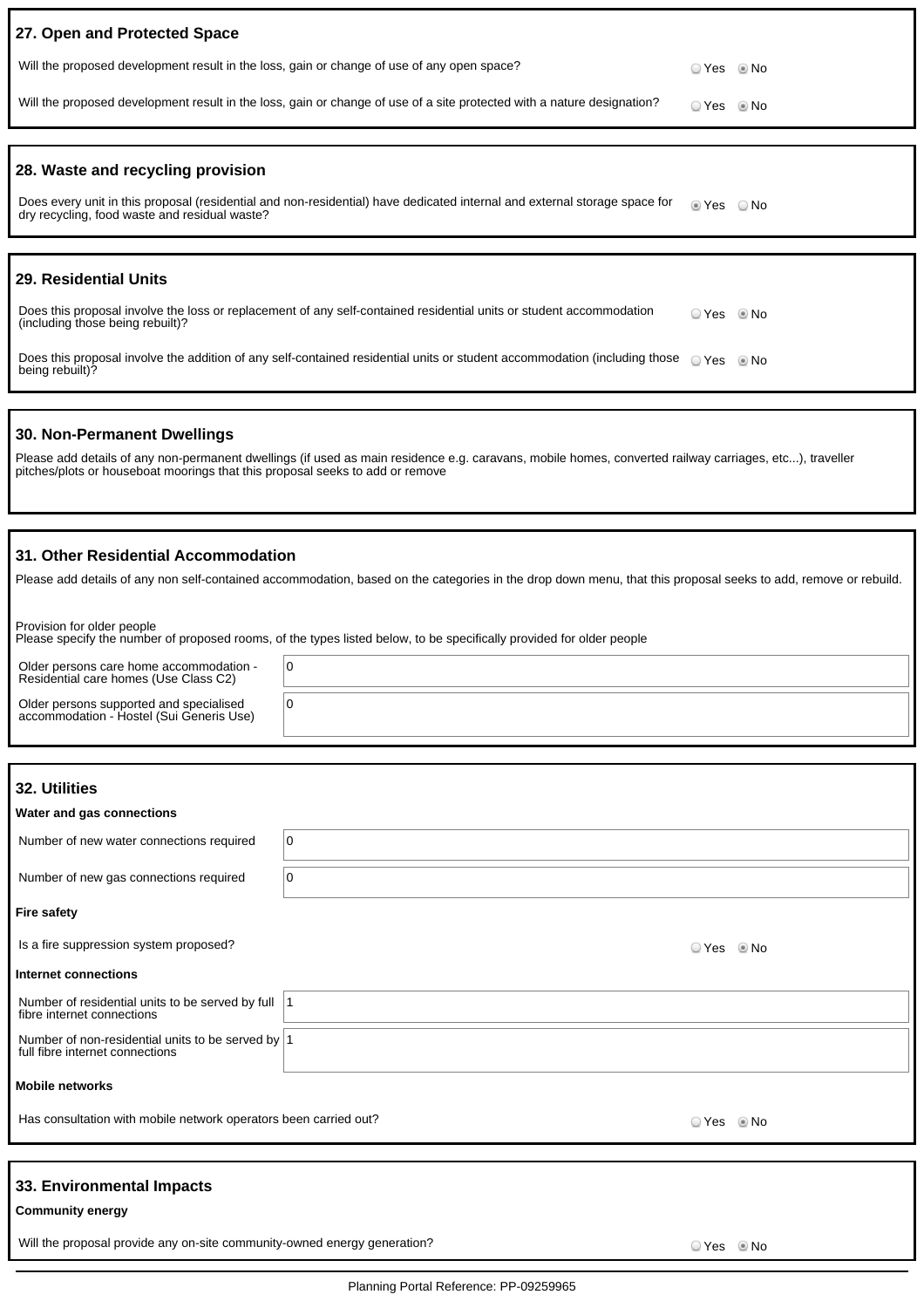## 27. Open and Protected Space

Will the proposed development result in the loss, gain or change of use of any open space?

○ Yes ◉ No

Will the proposed development result in the loss, gain or change of use of a site protected with a nature designation?

○ Yes ◉ No

## 28. Waste and recycling provision

Does every unit in this proposal (residential and non-residential) have dedicated internal and external storage space for dry recycling, food waste and residual waste?

◉ Yes ○ No

## 29. Residential Units

Does this proposal involve the loss or replacement of any self-contained residential units or student accommodation (including those being rebuilt)?

○ Yes ◉ No

Does this proposal involve the addition of any self-contained residential units or student accommodation (including those being rebuilt)?

○ Yes ◉ No

## 30. Non-Permanent Dwellings

Please add details of any non-permanent dwellings (if used as main residence e.g. caravans, mobile homes, converted railway carriages, etc...), traveller pitches/plots or houseboat moorings that this proposal seeks to add or remove

## 31. Other Residential Accommodation

Please add details of any non self-contained accommodation, based on the categories in the drop down menu, that this proposal seeks to add, remove or rebuild.

Provision for older people
Please specify the number of proposed rooms, of the types listed below, to be specifically provided for older people

| | |
|---|---|
| Older persons care home accommodation - Residential care homes (Use Class C2) | 0 |
| Older persons supported and specialised accommodation - Hostel (Sui Generis Use) | 0 |

## 32. Utilities

**Water and gas connections**

| | |
|---|---|
| Number of new water connections required | 0 |
| Number of new gas connections required | 0 |

**Fire safety**

Is a fire suppression system proposed?

○ Yes ◉ No

**Internet connections**

| | |
|---|---|
| Number of residential units to be served by full fibre internet connections | 1 |
| Number of non-residential units to be served by full fibre internet connections | 1 |

**Mobile networks**

Has consultation with mobile network operators been carried out?

○ Yes ◉ No

## 33. Environmental Impacts

**Community energy**

Will the proposal provide any on-site community-owned energy generation?

○ Yes ◉ No

Planning Portal Reference: PP-09259965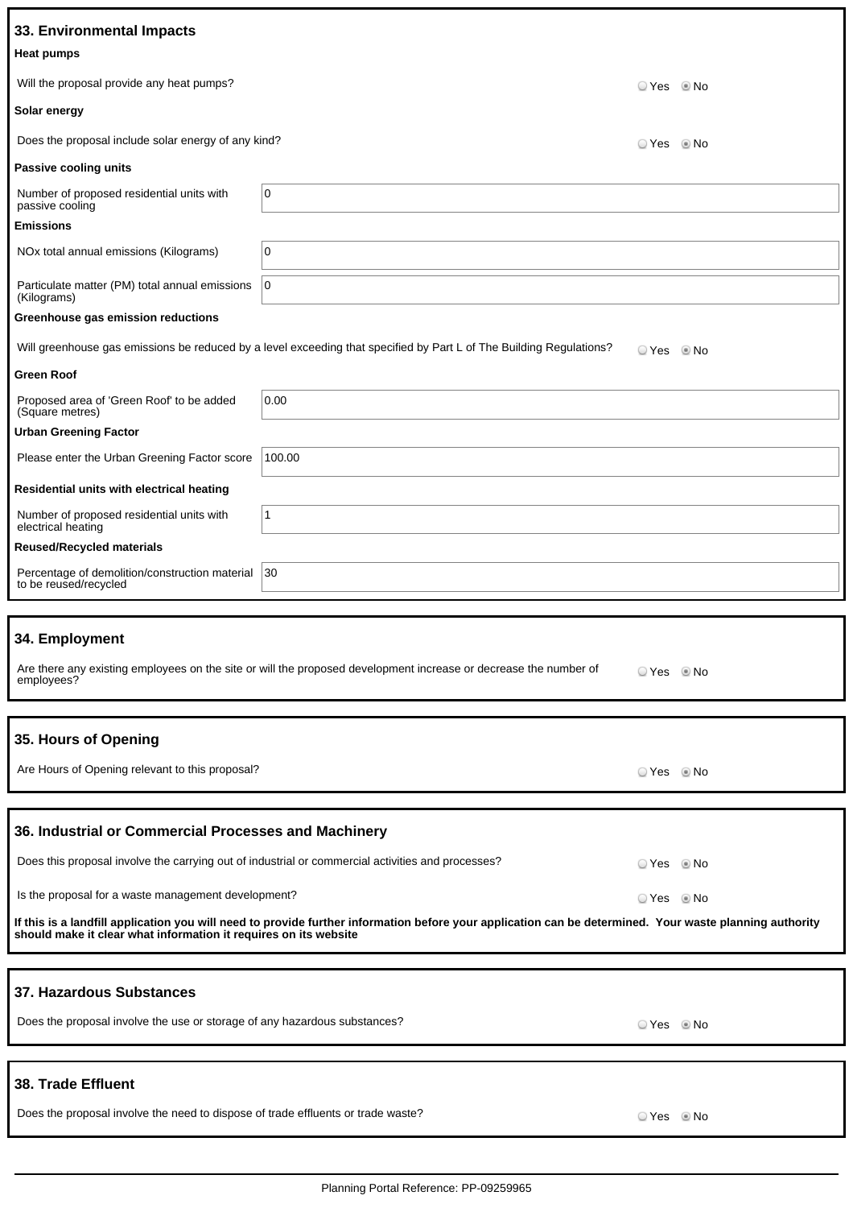## 33. Environmental Impacts

**Heat pumps**

Will the proposal provide any heat pumps? ○ Yes ◉ No

**Solar energy**

Does the proposal include solar energy of any kind? ○ Yes ◉ No

**Passive cooling units**

| | |
|---|---|
| Number of proposed residential units with passive cooling | 0 |

**Emissions**

| | |
|---|---|
| NOx total annual emissions (Kilograms) | 0 |
| Particulate matter (PM) total annual emissions (Kilograms) | 0 |

**Greenhouse gas emission reductions**

Will greenhouse gas emissions be reduced by a level exceeding that specified by Part L of The Building Regulations? ○ Yes ◉ No

**Green Roof**

| | |
|---|---|
| Proposed area of 'Green Roof' to be added (Square metres) | 0.00 |

**Urban Greening Factor**

| | |
|---|---|
| Please enter the Urban Greening Factor score | 100.00 |

**Residential units with electrical heating**

| | |
|---|---|
| Number of proposed residential units with electrical heating | 1 |

**Reused/Recycled materials**

| | |
|---|---|
| Percentage of demolition/construction material to be reused/recycled | 30 |

## 34. Employment

Are there any existing employees on the site or will the proposed development increase or decrease the number of employees? ○ Yes ◉ No

## 35. Hours of Opening

Are Hours of Opening relevant to this proposal? ○ Yes ◉ No

## 36. Industrial or Commercial Processes and Machinery

Does this proposal involve the carrying out of industrial or commercial activities and processes? ○ Yes ◉ No

Is the proposal for a waste management development? ○ Yes ◉ No

**If this is a landfill application you will need to provide further information before your application can be determined. Your waste planning authority should make it clear what information it requires on its website**

## 37. Hazardous Substances

Does the proposal involve the use or storage of any hazardous substances? ○ Yes ◉ No

## 38. Trade Effluent

Does the proposal involve the need to dispose of trade effluents or trade waste? ○ Yes ◉ No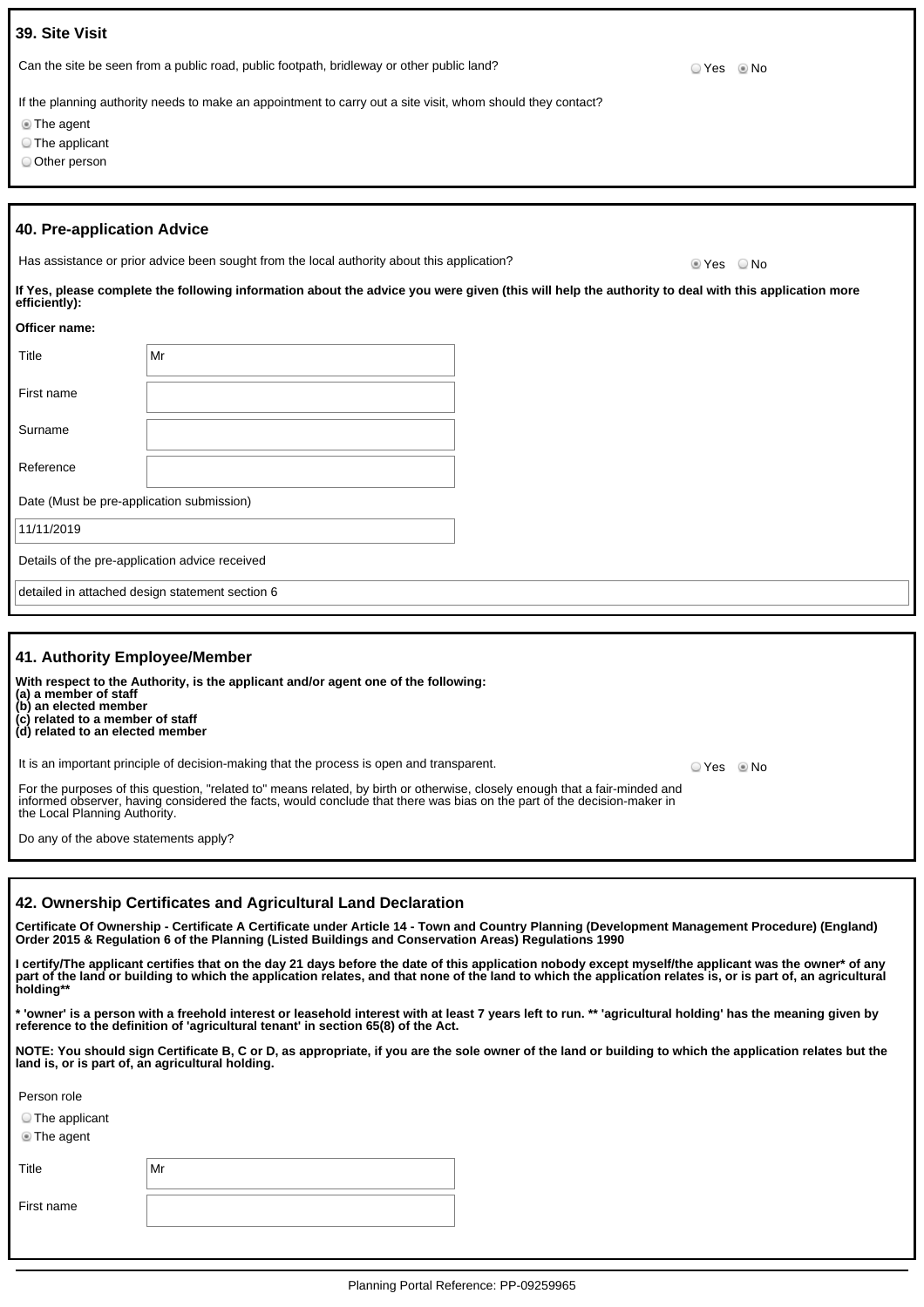## 39. Site Visit

Can the site be seen from a public road, public footpath, bridleway or other public land?

○ Yes ● No

If the planning authority needs to make an appointment to carry out a site visit, whom should they contact?

● The agent
○ The applicant
○ Other person

## 40. Pre-application Advice

Has assistance or prior advice been sought from the local authority about this application?

● Yes ○ No

**If Yes, please complete the following information about the advice you were given (this will help the authority to deal with this application more efficiently):**

**Officer name:**

| | |
|---|---|
| Title | Mr |
| First name | |
| Surname | |
| Reference | |

Date (Must be pre-application submission)

11/11/2019

Details of the pre-application advice received

detailed in attached design statement section 6

## 41. Authority Employee/Member

**With respect to the Authority, is the applicant and/or agent one of the following:**
**(a) a member of staff**
**(b) an elected member**
**(c) related to a member of staff**
**(d) related to an elected member**

It is an important principle of decision-making that the process is open and transparent.

○ Yes ● No

For the purposes of this question, "related to" means related, by birth or otherwise, closely enough that a fair-minded and informed observer, having considered the facts, would conclude that there was bias on the part of the decision-maker in the Local Planning Authority.

Do any of the above statements apply?

## 42. Ownership Certificates and Agricultural Land Declaration

**Certificate Of Ownership - Certificate A Certificate under Article 14 - Town and Country Planning (Development Management Procedure) (England) Order 2015 & Regulation 6 of the Planning (Listed Buildings and Conservation Areas) Regulations 1990**

**I certify/The applicant certifies that on the day 21 days before the date of this application nobody except myself/the applicant was the owner* of any part of the land or building to which the application relates, and that none of the land to which the application relates is, or is part of, an agricultural holding****

*** 'owner' is a person with a freehold interest or leasehold interest with at least 7 years left to run. ** 'agricultural holding' has the meaning given by reference to the definition of 'agricultural tenant' in section 65(8) of the Act.**

**NOTE: You should sign Certificate B, C or D, as appropriate, if you are the sole owner of the land or building to which the application relates but the land is, or is part of, an agricultural holding.**

Person role

○ The applicant
● The agent

| | |
|---|---|
| Title | Mr |
| First name | |

Planning Portal Reference: PP-09259965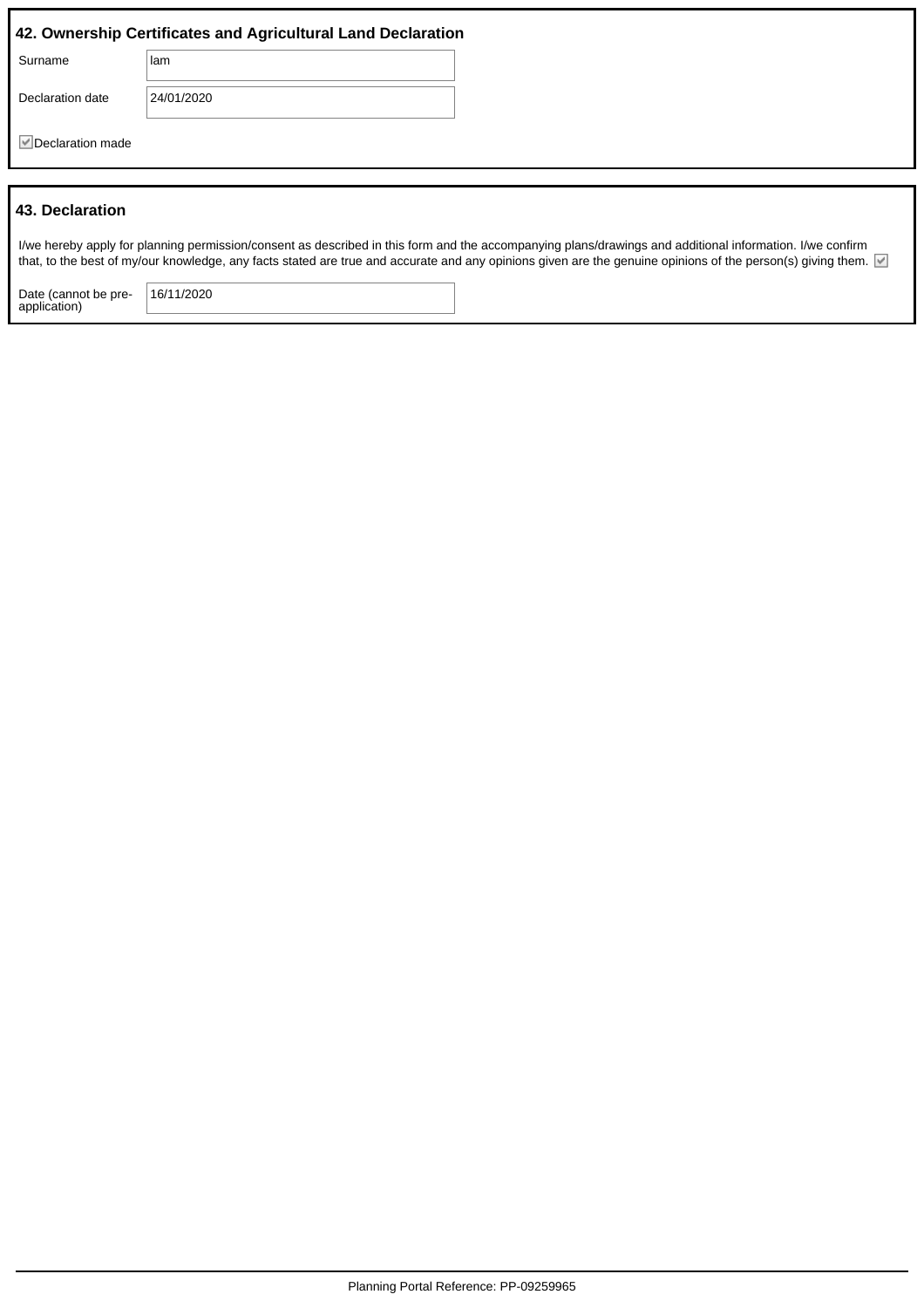## 42. Ownership Certificates and Agricultural Land Declaration

| | |
|---|---|
| Surname | lam |
| Declaration date | 24/01/2020 |

☑ Declaration made

## 43. Declaration

I/we hereby apply for planning permission/consent as described in this form and the accompanying plans/drawings and additional information. I/we confirm that, to the best of my/our knowledge, any facts stated are true and accurate and any opinions given are the genuine opinions of the person(s) giving them. ☑

| | |
|---|---|
| Date (cannot be pre-application) | 16/11/2020 |

Planning Portal Reference: PP-09259965